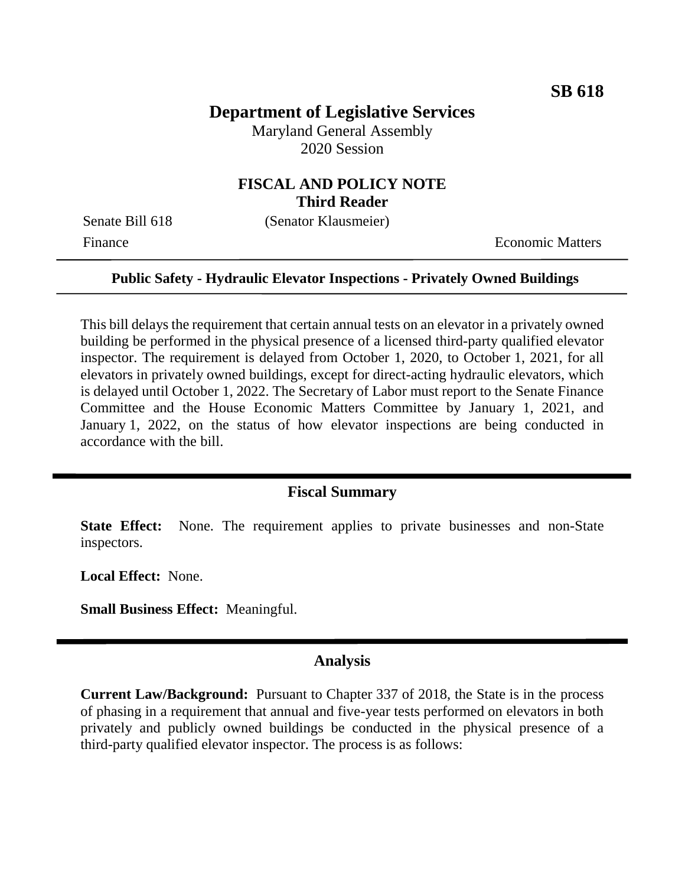**SB 618**

# Department of Legislative Services

Maryland General Assembly
2020 Session

## FISCAL AND POLICY NOTE
## Third Reader

Senate Bill 618 (Senator Klausmeier)

Finance Economic Matters

---

**Public Safety - Hydraulic Elevator Inspections - Privately Owned Buildings**

---

This bill delays the requirement that certain annual tests on an elevator in a privately owned building be performed in the physical presence of a licensed third-party qualified elevator inspector. The requirement is delayed from October 1, 2020, to October 1, 2021, for all elevators in privately owned buildings, except for direct-acting hydraulic elevators, which is delayed until October 1, 2022. The Secretary of Labor must report to the Senate Finance Committee and the House Economic Matters Committee by January 1, 2021, and January 1, 2022, on the status of how elevator inspections are being conducted in accordance with the bill.

## Fiscal Summary

**State Effect:** None. The requirement applies to private businesses and non-State inspectors.

**Local Effect:** None.

**Small Business Effect:** Meaningful.

## Analysis

**Current Law/Background:** Pursuant to Chapter 337 of 2018, the State is in the process of phasing in a requirement that annual and five-year tests performed on elevators in both privately and publicly owned buildings be conducted in the physical presence of a third-party qualified elevator inspector. The process is as follows: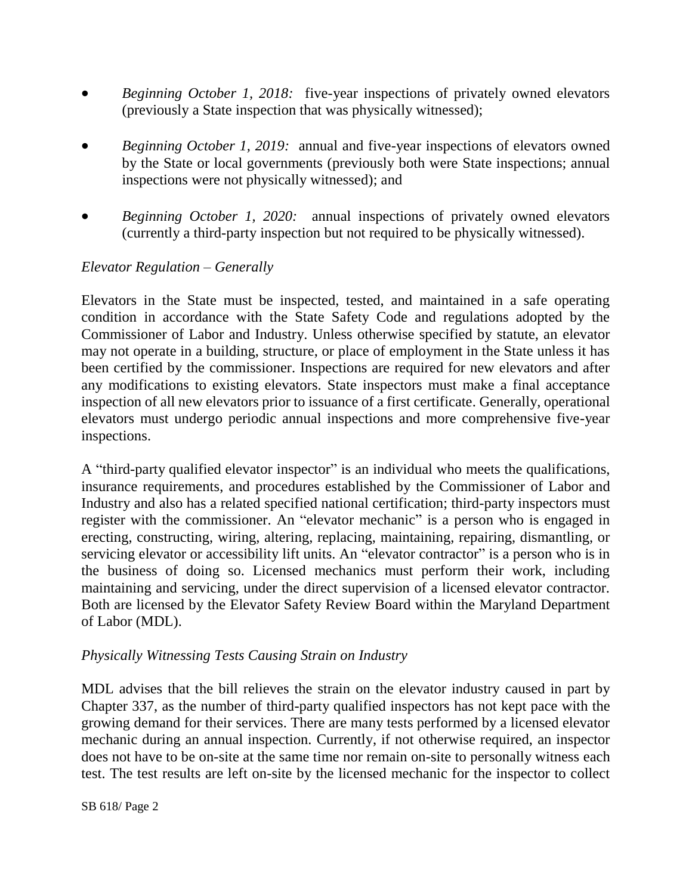- *Beginning October 1, 2018:* five-year inspections of privately owned elevators (previously a State inspection that was physically witnessed);
- *Beginning October 1, 2019:* annual and five-year inspections of elevators owned by the State or local governments (previously both were State inspections; annual inspections were not physically witnessed); and
- *Beginning October 1, 2020:* annual inspections of privately owned elevators (currently a third-party inspection but not required to be physically witnessed).

*Elevator Regulation – Generally*

Elevators in the State must be inspected, tested, and maintained in a safe operating condition in accordance with the State Safety Code and regulations adopted by the Commissioner of Labor and Industry. Unless otherwise specified by statute, an elevator may not operate in a building, structure, or place of employment in the State unless it has been certified by the commissioner. Inspections are required for new elevators and after any modifications to existing elevators. State inspectors must make a final acceptance inspection of all new elevators prior to issuance of a first certificate. Generally, operational elevators must undergo periodic annual inspections and more comprehensive five-year inspections.

A "third-party qualified elevator inspector" is an individual who meets the qualifications, insurance requirements, and procedures established by the Commissioner of Labor and Industry and also has a related specified national certification; third-party inspectors must register with the commissioner. An "elevator mechanic" is a person who is engaged in erecting, constructing, wiring, altering, replacing, maintaining, repairing, dismantling, or servicing elevator or accessibility lift units. An "elevator contractor" is a person who is in the business of doing so. Licensed mechanics must perform their work, including maintaining and servicing, under the direct supervision of a licensed elevator contractor. Both are licensed by the Elevator Safety Review Board within the Maryland Department of Labor (MDL).

*Physically Witnessing Tests Causing Strain on Industry*

MDL advises that the bill relieves the strain on the elevator industry caused in part by Chapter 337, as the number of third-party qualified inspectors has not kept pace with the growing demand for their services. There are many tests performed by a licensed elevator mechanic during an annual inspection. Currently, if not otherwise required, an inspector does not have to be on-site at the same time nor remain on-site to personally witness each test. The test results are left on-site by the licensed mechanic for the inspector to collect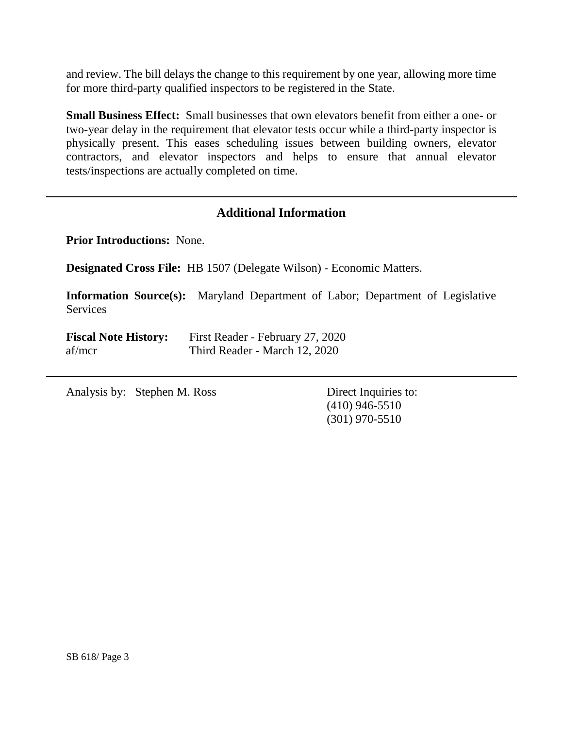and review. The bill delays the change to this requirement by one year, allowing more time for more third-party qualified inspectors to be registered in the State.

**Small Business Effect:** Small businesses that own elevators benefit from either a one- or two-year delay in the requirement that elevator tests occur while a third-party inspector is physically present. This eases scheduling issues between building owners, elevator contractors, and elevator inspectors and helps to ensure that annual elevator tests/inspections are actually completed on time.

---

## Additional Information

**Prior Introductions:** None.

**Designated Cross File:** HB 1507 (Delegate Wilson) - Economic Matters.

**Information Source(s):** Maryland Department of Labor; Department of Legislative Services

**Fiscal Note History:** First Reader - February 27, 2020
af/mcr Third Reader - March 12, 2020

---

Analysis by: Stephen M. Ross

Direct Inquiries to:
(410) 946-5510
(301) 970-5510